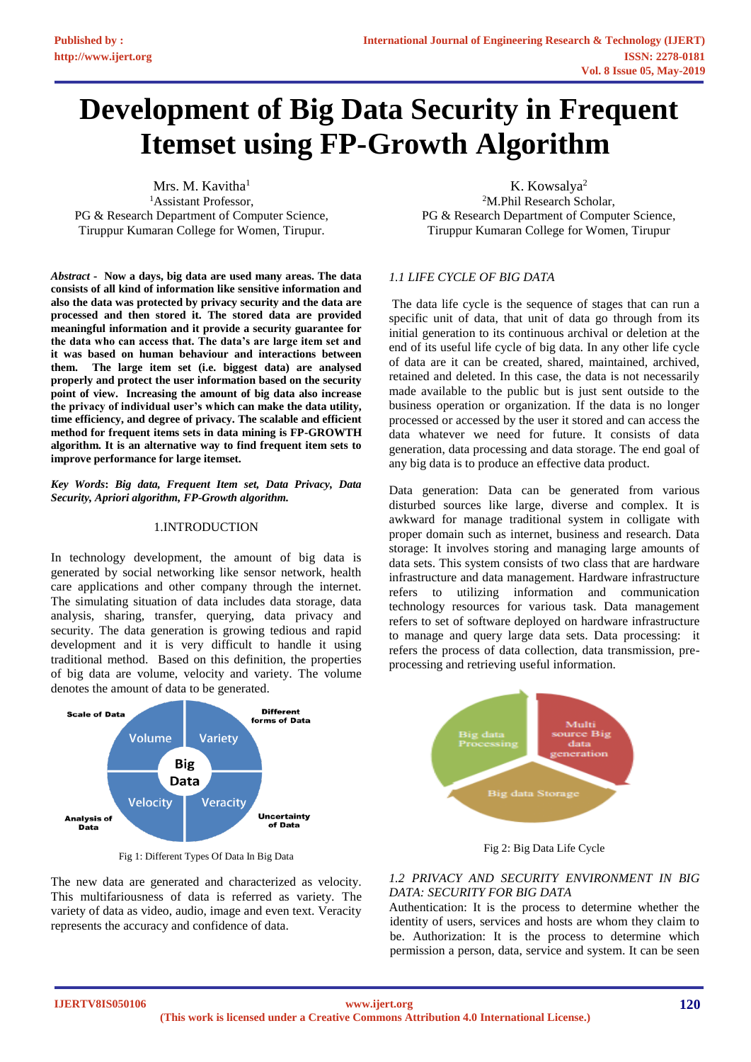# Development of Big Data Security in Frequent Itemset using FP-Growth Algorithm

Mrs. M. Kavitha[1]
[1]Assistant Professor,
PG & Research Department of Computer Science,
Tiruppur Kumaran College for Women, Tirupur.

K. Kowsalya[2]
[2]M.Phil Research Scholar,
PG & Research Department of Computer Science,
Tiruppur Kumaran College for Women, Tirupur

***Abstract -*** **Now a days, big data are used many areas. The data consists of all kind of information like sensitive information and also the data was protected by privacy security and the data are processed and then stored it. The stored data are provided meaningful information and it provide a security guarantee for the data who can access that. The data's are large item set and it was based on human behaviour and interactions between them. The large item set (i.e. biggest data) are analysed properly and protect the user information based on the security point of view. Increasing the amount of big data also increase the privacy of individual user's which can make the data utility, time efficiency, and degree of privacy. The scalable and efficient method for frequent items sets in data mining is FP-GROWTH algorithm. It is an alternative way to find frequent item sets to improve performance for large itemset.**

***Key Words*: *Big data, Frequent Item set, Data Privacy, Data Security, Apriori algorithm, FP-Growth algorithm.***

## 1.INTRODUCTION

In technology development, the amount of big data is generated by social networking like sensor network, health care applications and other company through the internet. The simulating situation of data includes data storage, data analysis, sharing, transfer, querying, data privacy and security. The data generation is growing tedious and rapid development and it is very difficult to handle it using traditional method. Based on this definition, the properties of big data are volume, velocity and variety. The volume denotes the amount of data to be generated.

Scale of Data
Different forms of Data
Volume
Variety
Big Data
Velocity
Veracity
Analysis of Data
Uncertainty of Data

Fig 1: Different Types Of Data In Big Data

The new data are generated and characterized as velocity. This multifariousness of data is referred as variety. The variety of data as video, audio, image and even text. Veracity represents the accuracy and confidence of data.

### *1.1 LIFE CYCLE OF BIG DATA*

The data life cycle is the sequence of stages that can run a specific unit of data, that unit of data go through from its initial generation to its continuous archival or deletion at the end of its useful life cycle of big data. In any other life cycle of data are it can be created, shared, maintained, archived, retained and deleted. In this case, the data is not necessarily made available to the public but is just sent outside to the business operation or organization. If the data is no longer processed or accessed by the user it stored and can access the data whatever we need for future. It consists of data generation, data processing and data storage. The end goal of any big data is to produce an effective data product.

Data generation: Data can be generated from various disturbed sources like large, diverse and complex. It is awkward for manage traditional system in colligate with proper domain such as internet, business and research. Data storage: It involves storing and managing large amounts of data sets. This system consists of two class that are hardware infrastructure and data management. Hardware infrastructure refers to utilizing information and communication technology resources for various task. Data management refers to set of software deployed on hardware infrastructure to manage and query large data sets. Data processing: it refers the process of data collection, data transmission, pre-processing and retrieving useful information.

Big data Processing
Multi source Big data generation
Big data Storage

Fig 2: Big Data Life Cycle

### *1.2 PRIVACY AND SECURITY ENVIRONMENT IN BIG DATA: SECURITY FOR BIG DATA*

Authentication: It is the process to determine whether the identity of users, services and hosts are whom they claim to be. Authorization: It is the process to determine which permission a person, data, service and system. It can be seen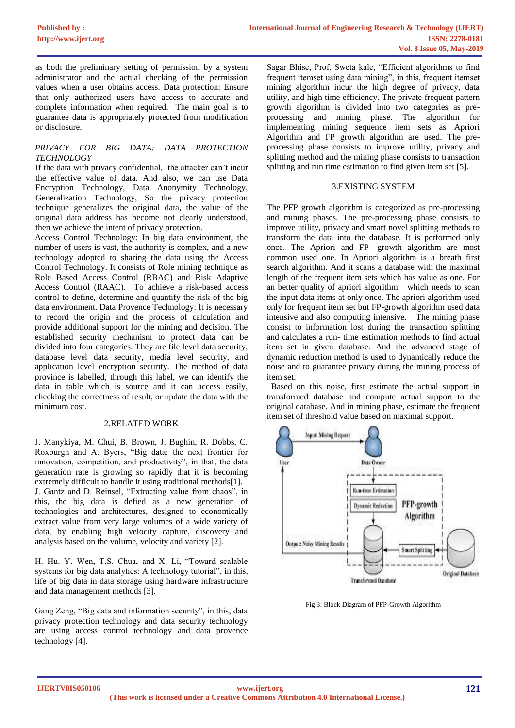as both the preliminary setting of permission by a system administrator and the actual checking of the permission values when a user obtains access. Data protection: Ensure that only authorized users have access to accurate and complete information when required. The main goal is to guarantee data is appropriately protected from modification or disclosure.

*PRIVACY FOR BIG DATA: DATA PROTECTION TECHNOLOGY*

If the data with privacy confidential, the attacker can't incur the effective value of data. And also, we can use Data Encryption Technology, Data Anonymity Technology, Generalization Technology, So the privacy protection technique generalizes the original data, the value of the original data address has become not clearly understood, then we achieve the intent of privacy protection.

Access Control Technology: In big data environment, the number of users is complex, and a new technology adopted to sharing the data using the Access Control Technology. It consists of Role mining technique as Role Based Access Control (RBAC) and Risk Adaptive Access Control (RAAC). To achieve a risk-based access control to define, determine and quantify the risk of the big data environment. Data Provence Technology: It is necessary to record the origin and the process of calculation and provide additional support for the mining and decision. The established security mechanism to protect data can be divided into four categories. They are file level data security, database level data security, media level security, and application level encryption security. The method of data province is labelled, through this label, we can identify the data in table which is source and it can access easily, checking the correctness of result, or update the data with the minimum cost.

## 2.RELATED WORK

J. Manykiya, M. Chui, B. Brown, J. Bughin, R. Dobbs, C. Roxburgh and A. Byers, "Big data: the next frontier for innovation, competition, and productivity", in that, the data generation rate is growing so rapidly that it is becoming extremely difficult to handle it using traditional methods[1].

J. Gantz and D. Reinsel, "Extracting value from chaos", in this, the big data is defied as a new generation of technologies and architectures, designed to economically extract value from very large volumes of a wide variety of data, by enabling high velocity capture, discovery and analysis based on the volume, velocity and variety [2].

H. Hu. Y. Wen, T.S. Chua, and X. Li, "Toward scalable systems for big data analytics: A technology tutorial", in this, life of big data in data storage using hardware infrastructure and data management methods [3].

Gang Zeng, "Big data and information security", in this, data privacy protection technology and data security technology are using access control technology and data provence technology [4].

Sagar Bhise, Prof. Sweta kale, "Efficient algorithms to find frequent itemset using data mining", in this, frequent itemset mining algorithm incur the high degree of privacy, data utility, and high time efficiency. The private frequent pattern growth algorithm is divided into two categories as pre-processing and mining phase. The algorithm for implementing mining sequence item sets as Apriori Algorithm and FP growth algorithm are used. The pre-processing phase consists to improve utility, privacy and splitting method and the mining phase consists to transaction splitting and run time estimation to find given item set [5].

## 3.EXISTING SYSTEM

The PFP growth algorithm is categorized as pre-processing and mining phases. The pre-processing phase consists to improve utility, privacy and smart novel splitting methods to transform the data into the database. It is performed only once. The Apriori and FP- growth algorithm are most common used one. In Apriori algorithm is a breath first search algorithm. And it scans a database with the maximal length of the frequent item sets which has value as one. For an better quality of apriori algorithm which needs to scan the input data items at only once. The apriori algorithm used only for frequent item set but FP-growth algorithm used data intensive and also computing intensive. The mining phase consist to information lost during the transaction splitting and calculates a run- time estimation methods to find actual item set in given database. And the advanced stage of dynamic reduction method is used to dynamically reduce the noise and to guarantee privacy during the mining process of item set.

Based on this noise, first estimate the actual support in transformed database and compute actual support to the original database. And in mining phase, estimate the frequent item set of threshold value based on maximal support.

Input: Mining Request
User
Data Owner
Run-time Estimation
Dynamic Reduction
PFP-growth Algorithm
Output: Noisy Mining Results
Smart Splitting
Transformed Database
Original Database

Fig 3: Block Diagram of PFP-Growth Algorithm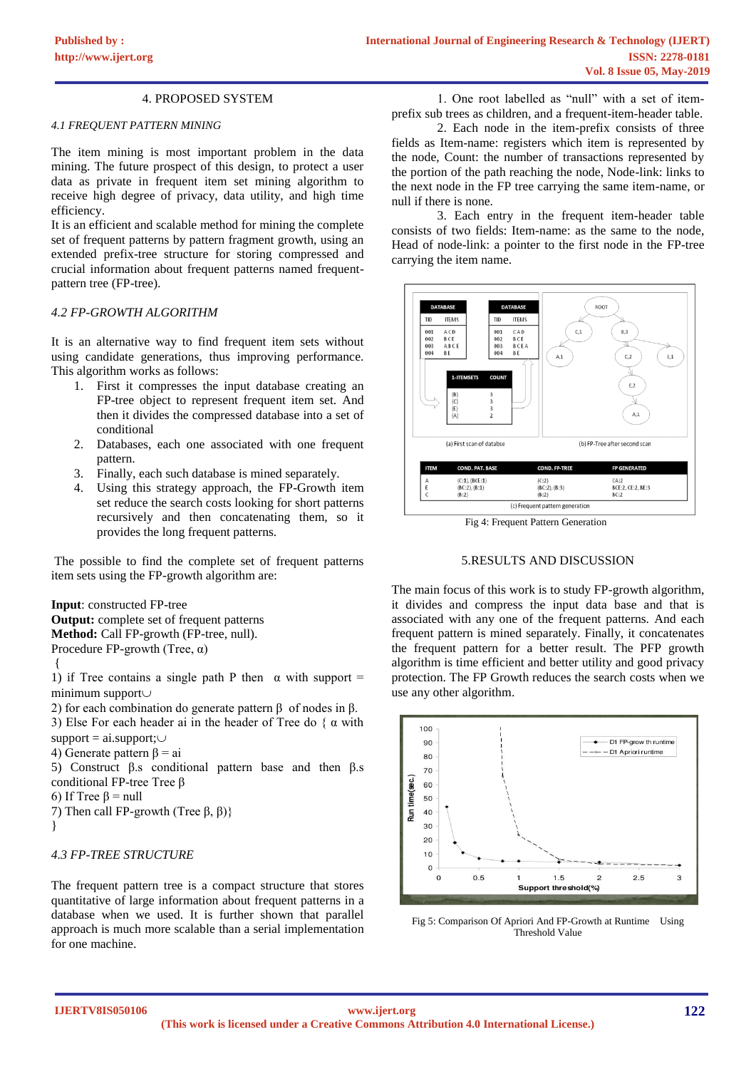## 4. PROPOSED SYSTEM

### *4.1 FREQUENT PATTERN MINING*

The item mining is most important problem in the data mining. The future prospect of this design, to protect a user data as private in frequent item set mining algorithm to receive high degree of privacy, data utility, and high time efficiency.

It is an efficient and scalable method for mining the complete set of frequent patterns by pattern fragment growth, using an extended prefix-tree structure for storing compressed and crucial information about frequent patterns named frequent-pattern tree (FP-tree).

### *4.2 FP-GROWTH ALGORITHM*

It is an alternative way to find frequent item sets without using candidate generations, thus improving performance. This algorithm works as follows:

1. First it compresses the input database creating an FP-tree object to represent frequent item set. And then it divides the compressed database into a set of conditional
2. Databases, each one associated with one frequent pattern.
3. Finally, each such database is mined separately.
4. Using this strategy approach, the FP-Growth item set reduce the search costs looking for short patterns recursively and then concatenating them, so it provides the long frequent patterns.

The possible to find the complete set of frequent patterns item sets using the FP-growth algorithm are:

**Input**: constructed FP-tree
**Output:** complete set of frequent patterns
**Method:** Call FP-growth (FP-tree, null).
Procedure FP-growth (Tree, α)
{
1) if Tree contains a single path P then α with support = minimum support∪
2) for each combination do generate pattern β of nodes in β.
3) Else For each header ai in the header of Tree do { α with support = ai.support;∪
4) Generate pattern β = ai
5) Construct β.s conditional pattern base and then β.s conditional FP-tree Tree β
6) If Tree β = null
7) Then call FP-growth (Tree β, β)}
}

### *4.3 FP-TREE STRUCTURE*

The frequent pattern tree is a compact structure that stores quantitative of large information about frequent patterns in a database when we used. It is further shown that parallel approach is much more scalable than a serial implementation for one machine.

1. One root labelled as "null" with a set of item-prefix sub trees as children, and a frequent-item-header table.
2. Each node in the item-prefix consists of three fields as Item-name: registers which item is represented by the node, Count: the number of transactions represented by the portion of the path reaching the node, Node-link: links to the next node in the FP tree carrying the same item-name, or null if there is none.
3. Each entry in the frequent item-header table consists of two fields: Item-name: as the same to the node, Head of node-link: a pointer to the first node in the FP-tree carrying the item name.

DATABASE
TID ITEMS
001 A C D
002 B C E
003 A B C E
004 B E

DATABASE
TID ITEMS
001 C A D
002 B C E
003 B C E A
004 B E

1-ITEMSETS COUNT
{B} 3
{C} 3
{E} 3
{A} 2

ROOT
C,1
B,3
A,1
C,2
E,1
E,2
A,1

(a) First scan of databse
(b) FP-Tree after second scan

| ITEM | COND. PAT. BASE | COND. FP-TREE | FP GENERATED |
|---|---|---|---|
| A | {C:1}, {BCE:1} | {C:2} | CA:2 |
| E | {BC:2}, {B:1} | {BC:2}, {B:3} | BCE:2, CE:2, BE:3 |
| C | {B:2} | {B:2} | BC:2 |

(c) Frequent pattern generation

Fig 4: Frequent Pattern Generation

## 5.RESULTS AND DISCUSSION

The main focus of this work is to study FP-growth algorithm, it divides and compress the input data base and that is associated with any one of the frequent patterns. And each frequent pattern is mined separately. Finally, it concatenates the frequent pattern for a better result. The PFP growth algorithm is time efficient and better utility and good privacy protection. The FP Growth reduces the search costs when we use any other algorithm.

100
90
80
70
60
50
40
30
20
10
0
Run time(sec.)
0
0.5
1
1.5
2
2.5
3
Support threshold(%)
D1 FP-grow th runtime
D1 Apriori runtime

Fig 5: Comparison Of Apriori And FP-Growth at Runtime Using Threshold Value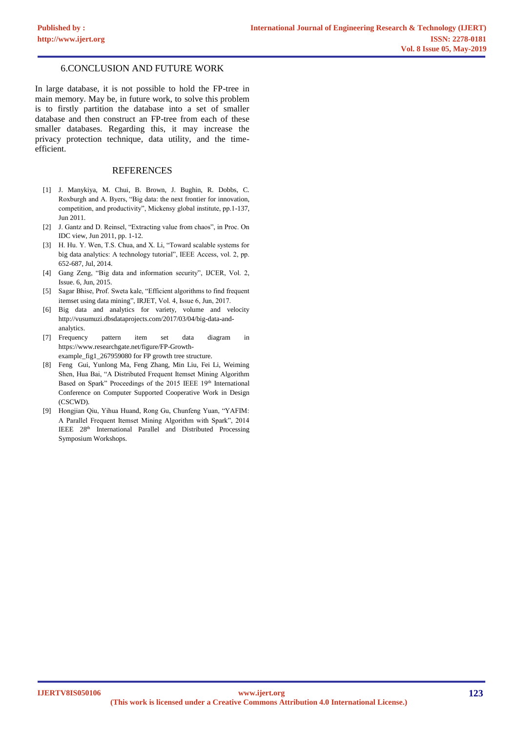## 6.CONCLUSION AND FUTURE WORK

In large database, it is not possible to hold the FP-tree in main memory. May be, in future work, to solve this problem is to firstly partition the database into a set of smaller database and then construct an FP-tree from each of these smaller databases. Regarding this, it may increase the privacy protection technique, data utility, and the time-efficient.

## REFERENCES

[1] J. Manykiya, M. Chui, B. Brown, J. Bughin, R. Dobbs, C. Roxburgh and A. Byers, "Big data: the next frontier for innovation, competition, and productivity", Mickensy global institute, pp.1-137, Jun 2011.

[2] J. Gantz and D. Reinsel, "Extracting value from chaos", in Proc. On IDC view, Jun 2011, pp. 1-12.

[3] H. Hu. Y. Wen, T.S. Chua, and X. Li, "Toward scalable systems for big data analytics: A technology tutorial", IEEE Access, vol. 2, pp. 652-687, Jul, 2014.

[4] Gang Zeng, "Big data and information security", IJCER, Vol. 2, Issue. 6, Jun, 2015.

[5] Sagar Bhise, Prof. Sweta kale, "Efficient algorithms to find frequent itemset using data mining", IRJET, Vol. 4, Issue 6, Jun, 2017.

[6] Big data and analytics for variety, volume and velocity http://vusumuzi.dbsdataprojects.com/2017/03/04/big-data-and-analytics.

[7] Frequency pattern item set data diagram in https://www.researchgate.net/figure/FP-Growth-example_fig1_267959080 for FP growth tree structure.

[8] Feng Gui, Yunlong Ma, Feng Zhang, Min Liu, Fei Li, Weiming Shen, Hua Bai, "A Distributed Frequent Itemset Mining Algorithm Based on Spark" Proceedings of the 2015 IEEE 19th International Conference on Computer Supported Cooperative Work in Design (CSCWD).

[9] Hongjian Qiu, Yihua Huand, Rong Gu, Chunfeng Yuan, "YAFIM: A Parallel Frequent Itemset Mining Algorithm with Spark", 2014 IEEE 28th International Parallel and Distributed Processing Symposium Workshops.